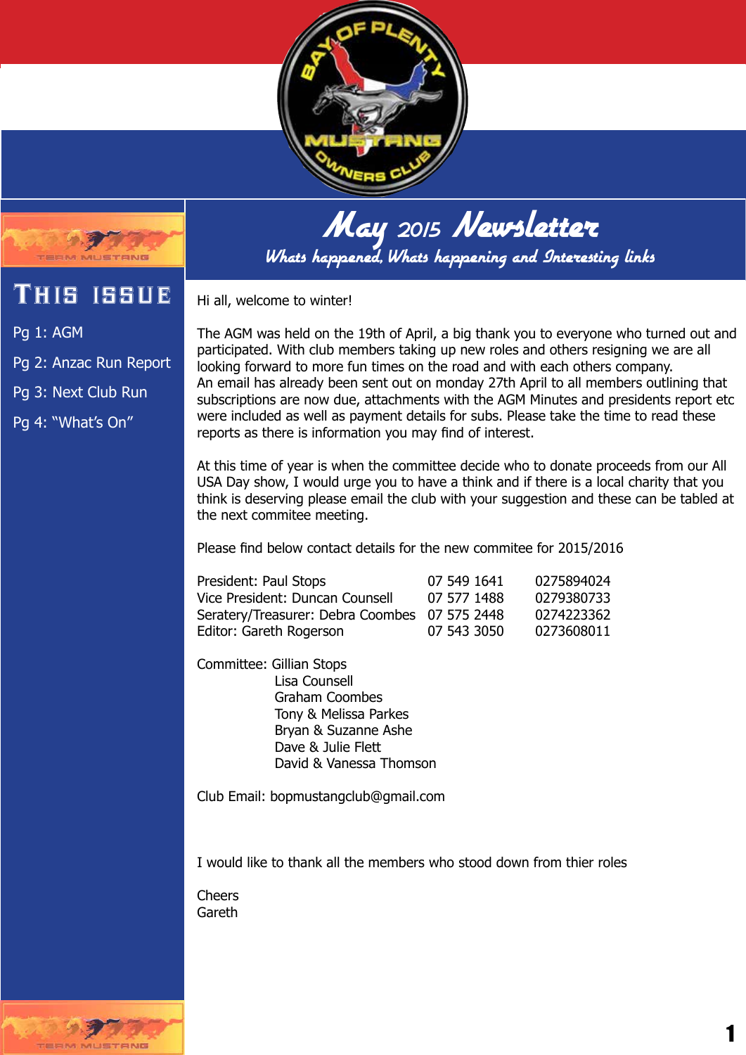# May 2015 Newsletter

*Whats happened, Whats happening and Interesting links*

## This issue

Pg 1: AGM

Pg 2: Anzac Run Report

Pg 3: Next Club Run

Pg 4: "What's On"

Hi all, welcome to winter!

The AGM was held on the 19th of April, a big thank you to everyone who turned out and participated. With club members taking up new roles and others resigning we are all looking forward to more fun times on the road and with each others company.
An email has already been sent out on monday 27th April to all members outlining that subscriptions are now due, attachments with the AGM Minutes and presidents report etc were included as well as payment details for subs. Please take the time to read these reports as there is information you may find of interest.

At this time of year is when the committee decide who to donate proceeds from our All USA Day show, I would urge you to have a think and if there is a local charity that you think is deserving please email the club with your suggestion and these can be tabled at the next commitee meeting.

Please find below contact details for the new commitee for 2015/2016

| | | |
|---|---|---|
| President: Paul Stops | 07 549 1641 | 0275894024 |
| Vice President: Duncan Counsell | 07 577 1488 | 0279380733 |
| Seratery/Treasurer: Debra Coombes | 07 575 2448 | 0274223362 |
| Editor: Gareth Rogerson | 07 543 3050 | 0273608011 |

Committee: Gillian Stops
Lisa Counsell
Graham Coombes
Tony & Melissa Parkes
Bryan & Suzanne Ashe
Dave & Julie Flett
David & Vanessa Thomson

Club Email: bopmustangclub@gmail.com

I would like to thank all the members who stood down from thier roles

Cheers
Gareth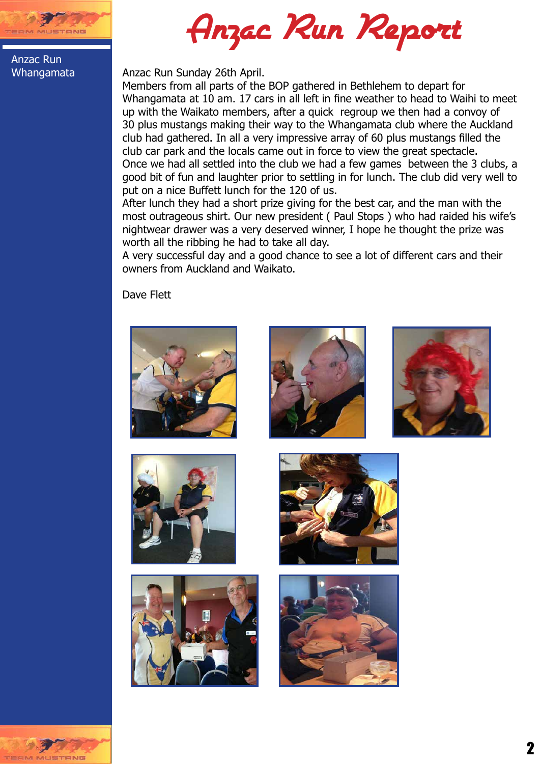# Anzac Run Report

Anzac Run
Whangamata

Anzac Run Sunday 26th April.
Members from all parts of the BOP gathered in Bethlehem to depart for Whangamata at 10 am. 17 cars in all left in fine weather to head to Waihi to meet up with the Waikato members, after a quick regroup we then had a convoy of 30 plus mustangs making their way to the Whangamata club where the Auckland club had gathered. In all a very impressive array of 60 plus mustangs filled the club car park and the locals came out in force to view the great spectacle.
Once we had all settled into the club we had a few games between the 3 clubs, a good bit of fun and laughter prior to settling in for lunch. The club did very well to put on a nice Buffett lunch for the 120 of us.
After lunch they had a short prize giving for the best car, and the man with the most outrageous shirt. Our new president ( Paul Stops ) who had raided his wife's nightwear drawer was a very deserved winner, I hope he thought the prize was worth all the ribbing he had to take all day.
A very successful day and a good chance to see a lot of different cars and their owners from Auckland and Waikato.

Dave Flett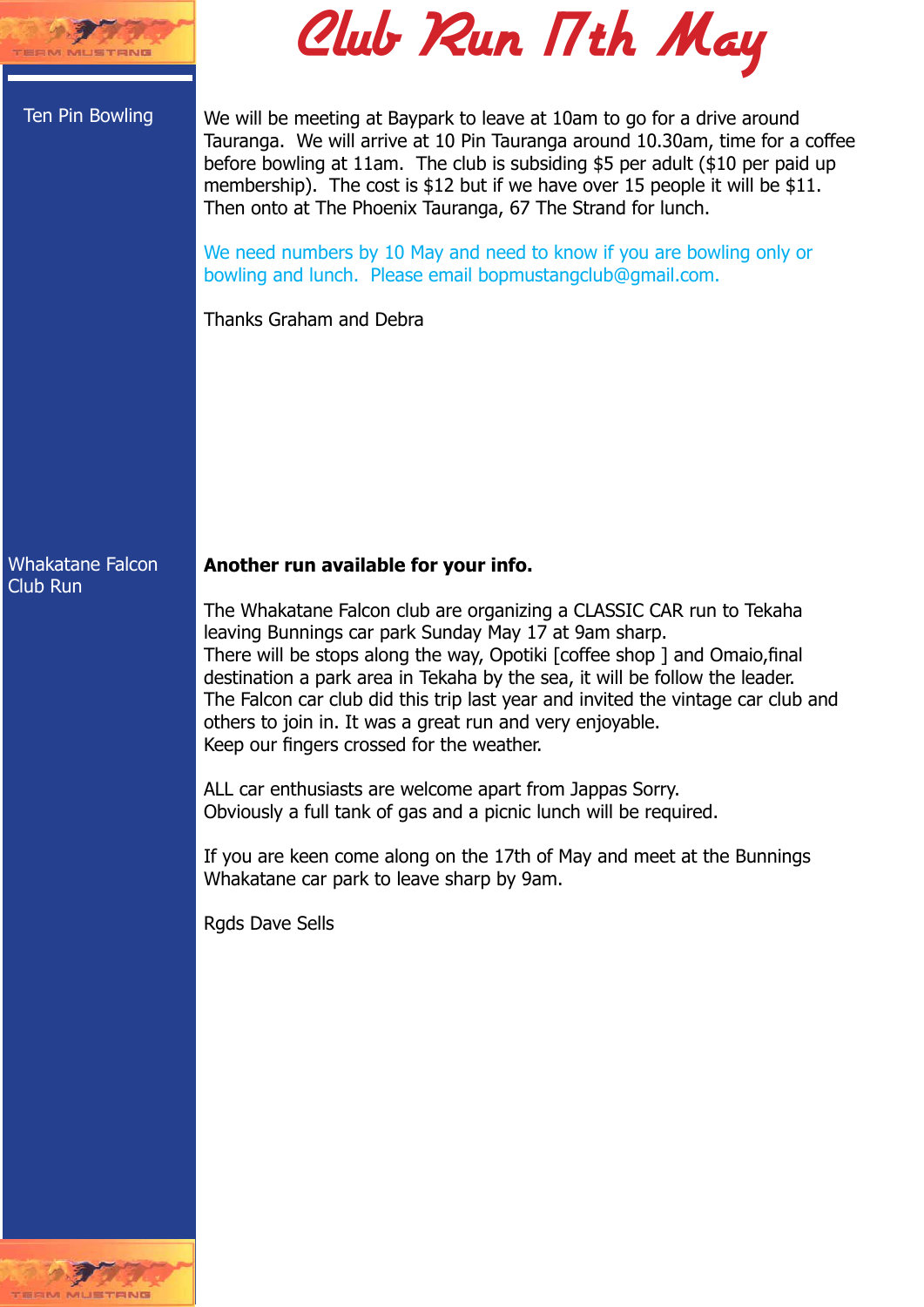# Club Run 17th May

## Ten Pin Bowling

We will be meeting at Baypark to leave at 10am to go for a drive around Tauranga. We will arrive at 10 Pin Tauranga around 10.30am, time for a coffee before bowling at 11am. The club is subsiding $5 per adult ($10 per paid up membership). The cost is $12 but if we have over 15 people it will be $11. Then onto at The Phoenix Tauranga, 67 The Strand for lunch.

We need numbers by 10 May and need to know if you are bowling only or bowling and lunch. Please email bopmustangclub@gmail.com.

Thanks Graham and Debra

## Whakatane Falcon Club Run

**Another run available for your info.**

The Whakatane Falcon club are organizing a CLASSIC CAR run to Tekaha leaving Bunnings car park Sunday May 17 at 9am sharp.
There will be stops along the way, Opotiki [coffee shop ] and Omaio,final destination a park area in Tekaha by the sea, it will be follow the leader.
The Falcon car club did this trip last year and invited the vintage car club and others to join in. It was a great run and very enjoyable.
Keep our fingers crossed for the weather.

ALL car enthusiasts are welcome apart from Jappas Sorry.
Obviously a full tank of gas and a picnic lunch will be required.

If you are keen come along on the 17th of May and meet at the Bunnings Whakatane car park to leave sharp by 9am.

Rgds Dave Sells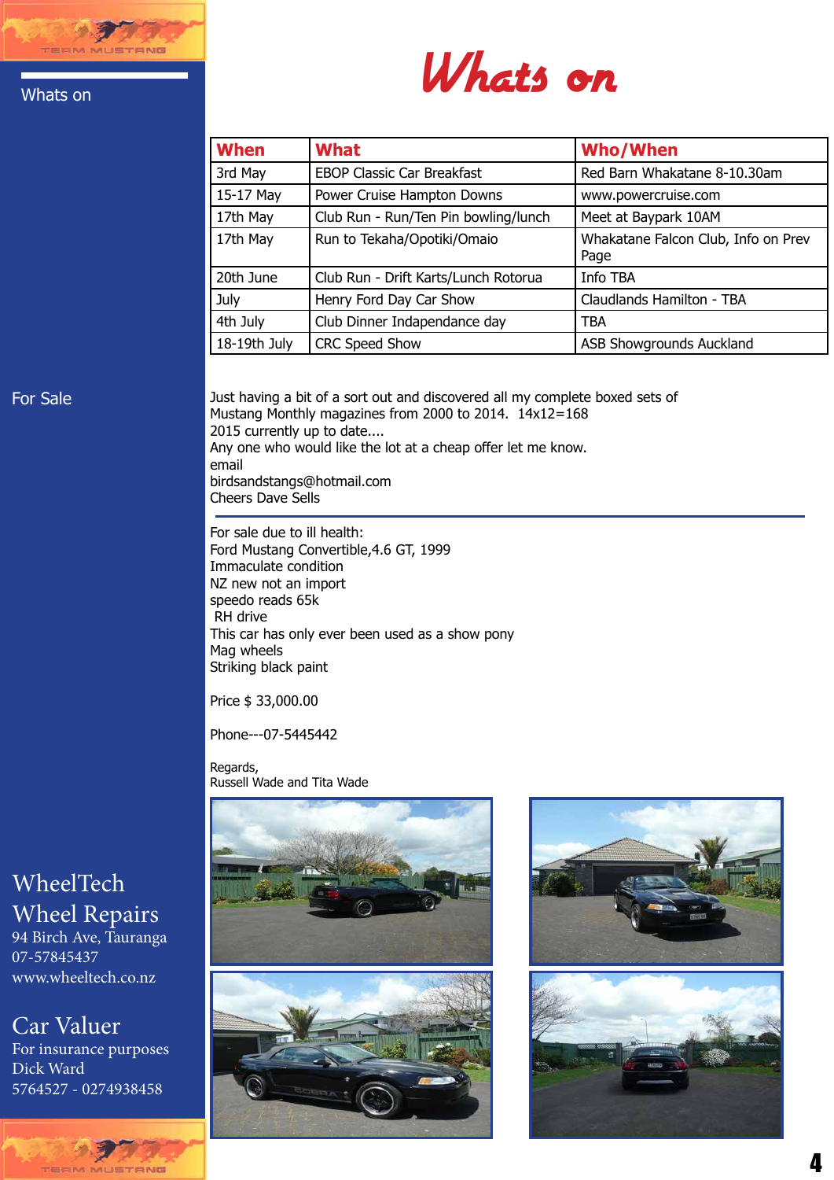# Whats on

## Whats on

| When | What | Who/When |
|---|---|---|
| 3rd May | EBOP Classic Car Breakfast | Red Barn Whakatane 8-10.30am |
| 15-17 May | Power Cruise Hampton Downs | www.powercruise.com |
| 17th May | Club Run - Run/Ten Pin bowling/lunch | Meet at Baypark 10AM |
| 17th May | Run to Tekaha/Opotiki/Omaio | Whakatane Falcon Club, Info on Prev Page |
| 20th June | Club Run - Drift Karts/Lunch Rotorua | Info TBA |
| July | Henry Ford Day Car Show | Claudlands Hamilton - TBA |
| 4th July | Club Dinner Indapendance day | TBA |
| 18-19th July | CRC Speed Show | ASB Showgrounds Auckland |

## For Sale

Just having a bit of a sort out and discovered all my complete boxed sets of
Mustang Monthly magazines from 2000 to 2014. 14x12=168
2015 currently up to date....
Any one who would like the lot at a cheap offer let me know.
email
birdsandstangs@hotmail.com
Cheers Dave Sells

---

For sale due to ill health:
Ford Mustang Convertible,4.6 GT, 1999
Immaculate condition
NZ new not an import
speedo reads 65k
RH drive
This car has only ever been used as a show pony
Mag wheels
Striking black paint

Price $ 33,000.00

Phone---07-5445442

Regards,
Russell Wade and Tita Wade

**WheelTech Wheel Repairs**
94 Birch Ave, Tauranga
07-57845437
www.wheeltech.co.nz

**Car Valuer**
For insurance purposes
Dick Ward
5764527 - 0274938458